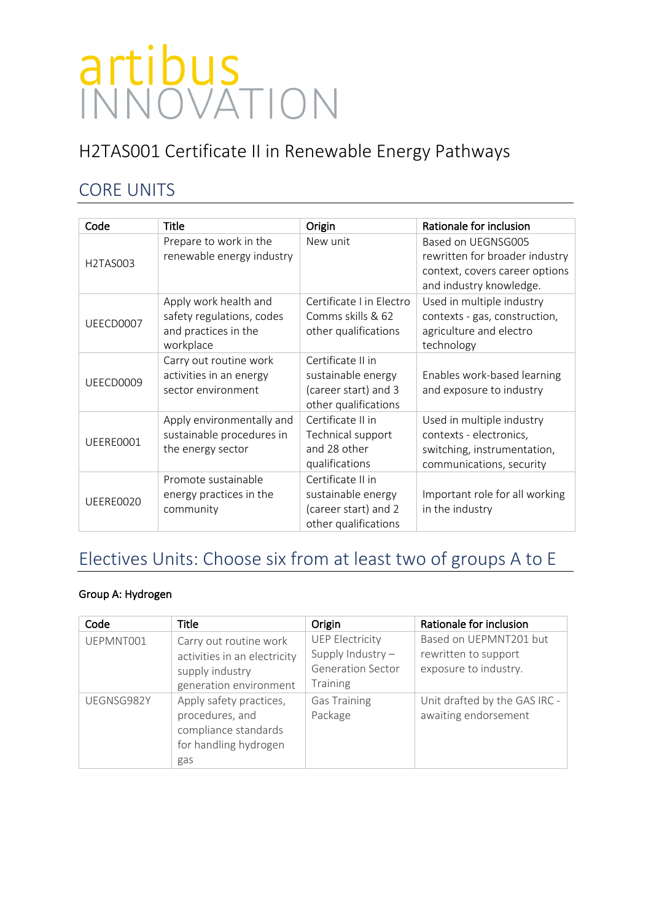artibus INNOVATION

# H2TAS001 Certificate II in Renewable Energy Pathways

## CORE UNITS

| Code | Title | Origin | Rationale for inclusion |
|---|---|---|---|
| H2TAS003 | Prepare to work in the renewable energy industry | New unit | Based on UEGNSG005 rewritten for broader industry context, covers career options and industry knowledge. |
| UEECD0007 | Apply work health and safety regulations, codes and practices in the workplace | Certificate I in Electro Comms skills & 62 other qualifications | Used in multiple industry contexts - gas, construction, agriculture and electro technology |
| UEECD0009 | Carry out routine work activities in an energy sector environment | Certificate II in sustainable energy (career start) and 3 other qualifications | Enables work-based learning and exposure to industry |
| UEERE0001 | Apply environmentally and sustainable procedures in the energy sector | Certificate II in Technical support and 28 other qualifications | Used in multiple industry contexts - electronics, switching, instrumentation, communications, security |
| UEERE0020 | Promote sustainable energy practices in the community | Certificate II in sustainable energy (career start) and 2 other qualifications | Important role for all working in the industry |

## Electives Units: Choose six from at least two of groups A to E

**Group A: Hydrogen**

| Code | Title | Origin | Rationale for inclusion |
|---|---|---|---|
| UEPMNT001 | Carry out routine work activities in an electricity supply industry generation environment | UEP Electricity Supply Industry – Generation Sector Training | Based on UEPMNT201 but rewritten to support exposure to industry. |
| UEGNSG982Y | Apply safety practices, procedures, and compliance standards for handling hydrogen gas | Gas Training Package | Unit drafted by the GAS IRC - awaiting endorsement |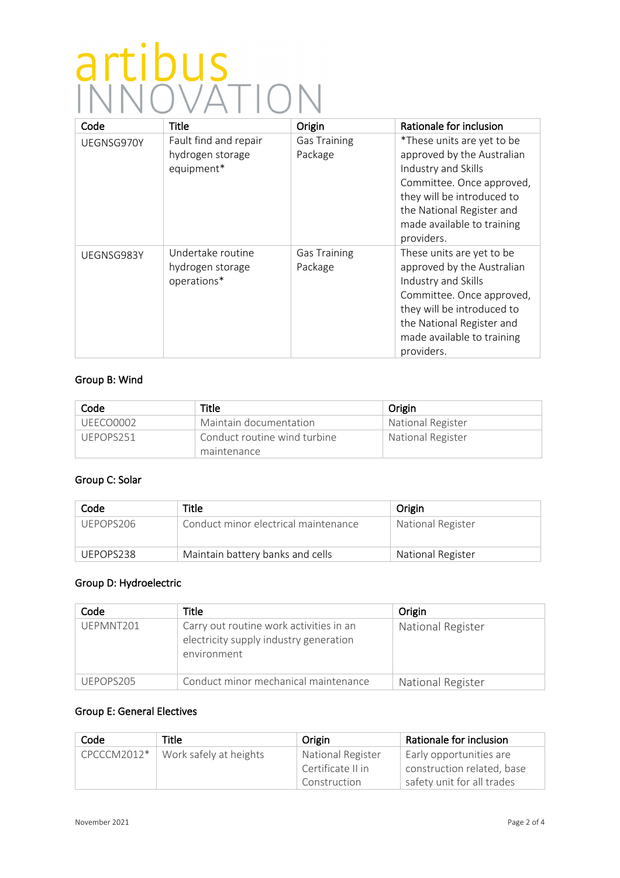| Code | Title | Origin | Rationale for inclusion |
| --- | --- | --- | --- |
| UEGNSG970Y | Fault find and repair hydrogen storage equipment* | Gas Training Package | *These units are yet to be approved by the Australian Industry and Skills Committee. Once approved, they will be introduced to the National Register and made available to training providers. |
| UEGNSG983Y | Undertake routine hydrogen storage operations* | Gas Training Package | These units are yet to be approved by the Australian Industry and Skills Committee. Once approved, they will be introduced to the National Register and made available to training providers. |

### Group B: Wind

| Code | Title | Origin |
| --- | --- | --- |
| UEECO0002 | Maintain documentation | National Register |
| UEPOPS251 | Conduct routine wind turbine maintenance | National Register |

### Group C: Solar

| Code | Title | Origin |
| --- | --- | --- |
| UEPOPS206 | Conduct minor electrical maintenance | National Register |
| UEPOPS238 | Maintain battery banks and cells | National Register |

### Group D: Hydroelectric

| Code | Title | Origin |
| --- | --- | --- |
| UEPMNT201 | Carry out routine work activities in an electricity supply industry generation environment | National Register |
| UEPOPS205 | Conduct minor mechanical maintenance | National Register |

### Group E: General Electives

| Code | Title | Origin | Rationale for inclusion |
| --- | --- | --- | --- |
| CPCCCM2012* | Work safely at heights | National Register Certificate II in Construction | Early opportunities are construction related, base safety unit for all trades |

November 2021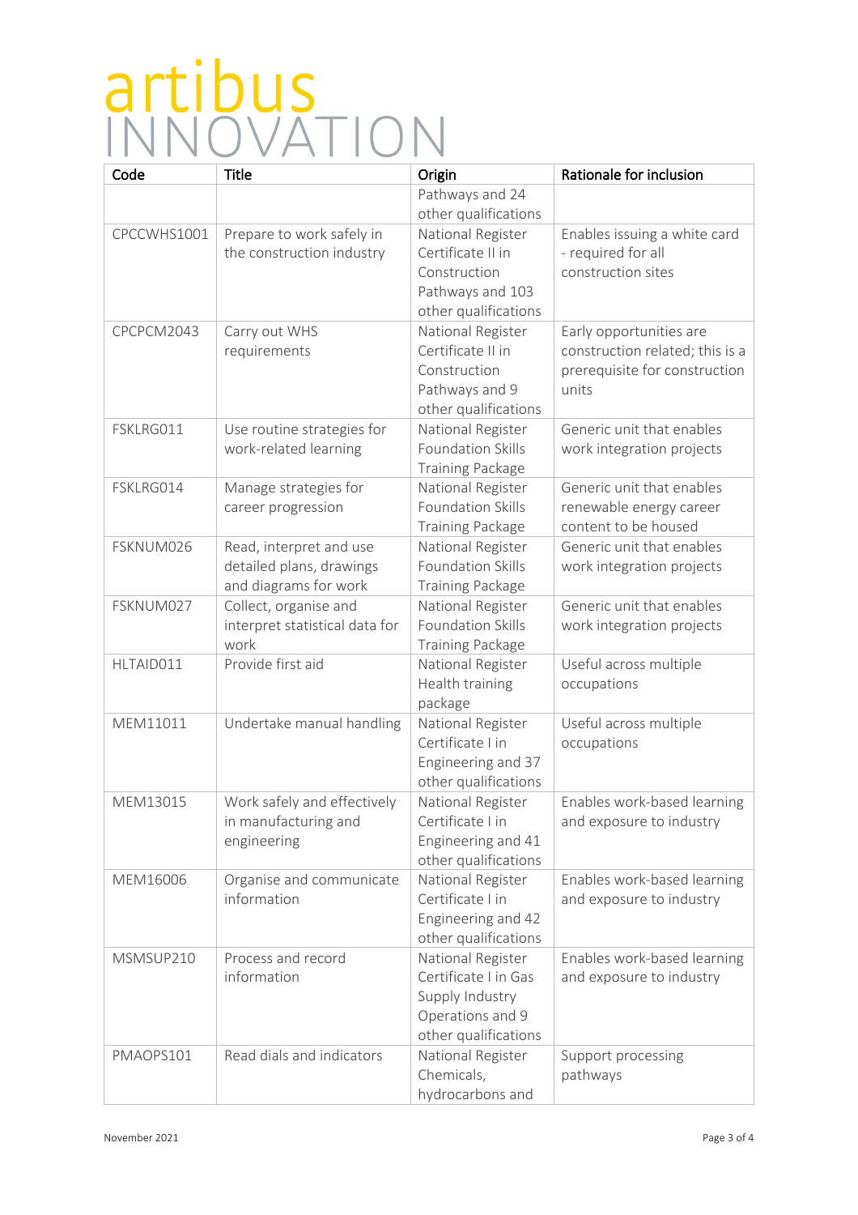| Code | Title | Origin | Rationale for inclusion |
| --- | --- | --- | --- |
| | | Pathways and 24 other qualifications | |
| CPCCWHS1001 | Prepare to work safely in the construction industry | National Register Certificate II in Construction Pathways and 103 other qualifications | Enables issuing a white card - required for all construction sites |
| CPCPCM2043 | Carry out WHS requirements | National Register Certificate II in Construction Pathways and 9 other qualifications | Early opportunities are construction related; this is a prerequisite for construction units |
| FSKLRG011 | Use routine strategies for work-related learning | National Register Foundation Skills Training Package | Generic unit that enables work integration projects |
| FSKLRG014 | Manage strategies for career progression | National Register Foundation Skills Training Package | Generic unit that enables renewable energy career content to be housed |
| FSKNUM026 | Read, interpret and use detailed plans, drawings and diagrams for work | National Register Foundation Skills Training Package | Generic unit that enables work integration projects |
| FSKNUM027 | Collect, organise and interpret statistical data for work | National Register Foundation Skills Training Package | Generic unit that enables work integration projects |
| HLTAID011 | Provide first aid | National Register Health training package | Useful across multiple occupations |
| MEM11011 | Undertake manual handling | National Register Certificate I in Engineering and 37 other qualifications | Useful across multiple occupations |
| MEM13015 | Work safely and effectively in manufacturing and engineering | National Register Certificate I in Engineering and 41 other qualifications | Enables work-based learning and exposure to industry |
| MEM16006 | Organise and communicate information | National Register Certificate I in Engineering and 42 other qualifications | Enables work-based learning and exposure to industry |
| MSMSUP210 | Process and record information | National Register Certificate I in Gas Supply Industry Operations and 9 other qualifications | Enables work-based learning and exposure to industry |
| PMAOPS101 | Read dials and indicators | National Register Chemicals, hydrocarbons and | Support processing pathways |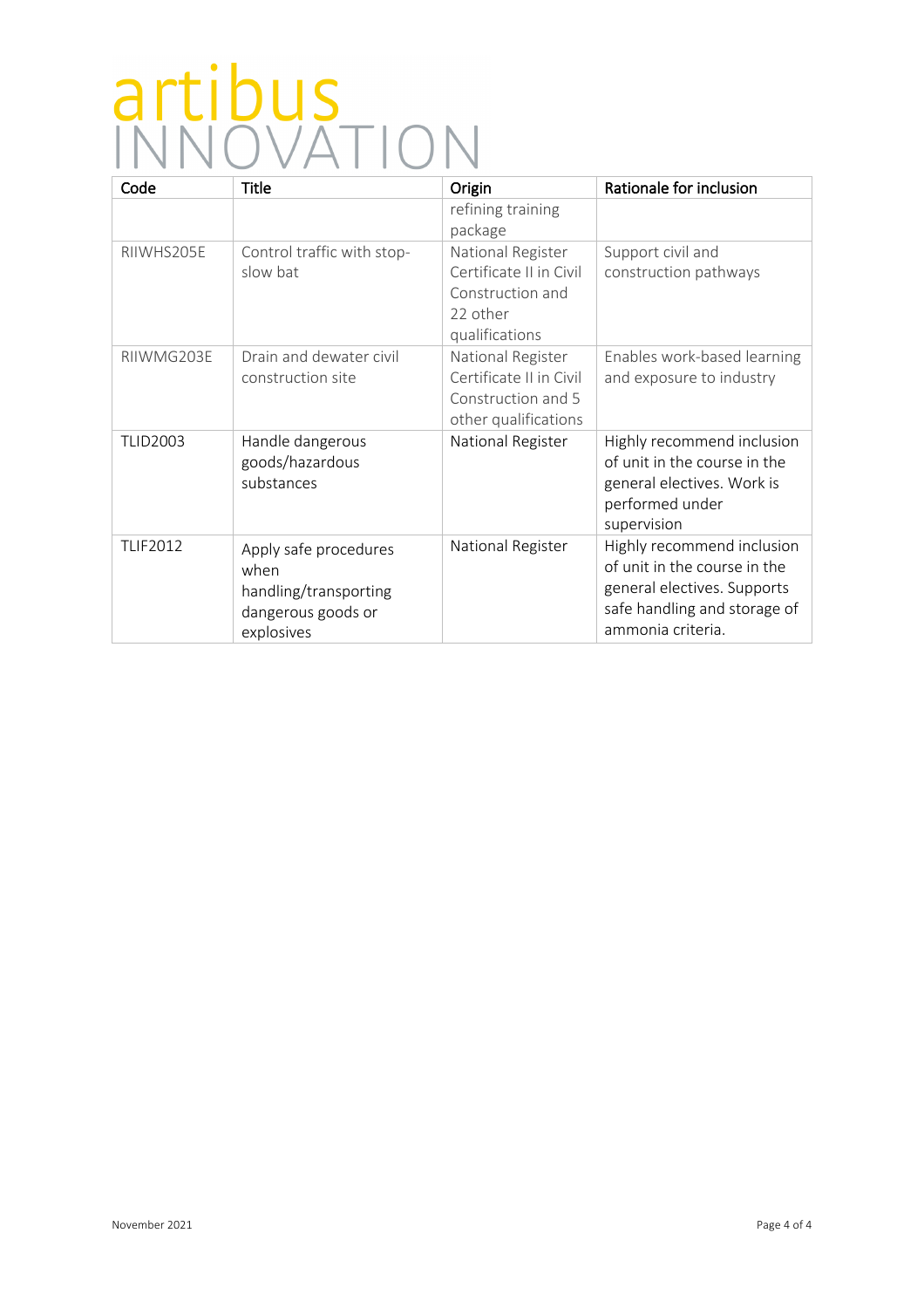| Code | Title | Origin | Rationale for inclusion |
| --- | --- | --- | --- |
| | | refining training package | |
| RIIWHS205E | Control traffic with stop-slow bat | National Register Certificate II in Civil Construction and 22 other qualifications | Support civil and construction pathways |
| RIIWMG203E | Drain and dewater civil construction site | National Register Certificate II in Civil Construction and 5 other qualifications | Enables work-based learning and exposure to industry |
| TLID2003 | Handle dangerous goods/hazardous substances | National Register | Highly recommend inclusion of unit in the course in the general electives. Work is performed under supervision |
| TLIF2012 | Apply safe procedures when handling/transporting dangerous goods or explosives | National Register | Highly recommend inclusion of unit in the course in the general electives. Supports safe handling and storage of ammonia criteria. |